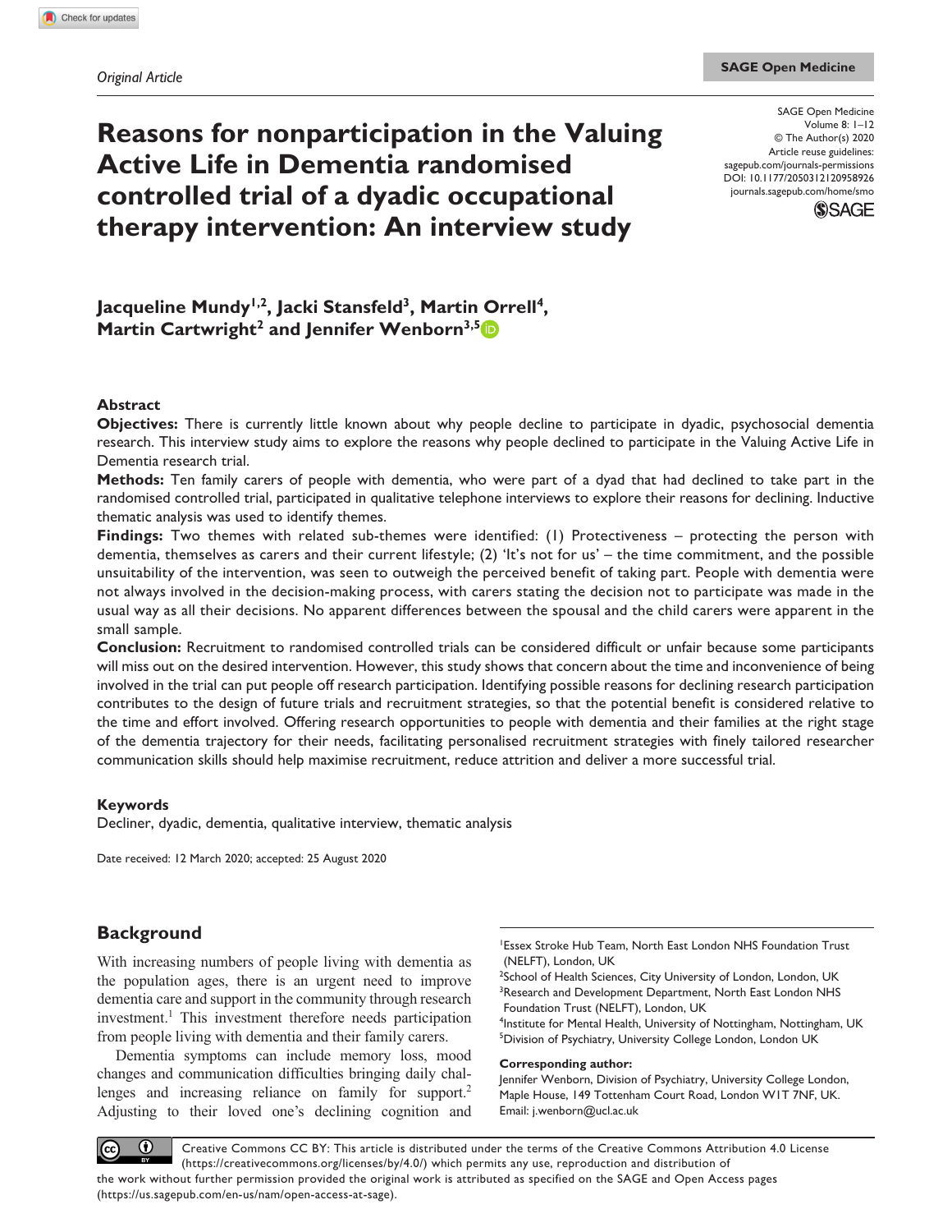Original Article

# Reasons for nonparticipation in the Valuing Active Life in Dementia randomised controlled trial of a dyadic occupational therapy intervention: An interview study

SAGE Open Medicine
Volume 8: 1–12
© The Author(s) 2020
Article reuse guidelines: sagepub.com/journals-permissions
DOI: 10.1177/2050312120958926
journals.sagepub.com/home/smo

**Jacqueline Mundy[1,2], Jacki Stansfeld[3], Martin Orrell[4], Martin Cartwright[2] and Jennifer Wenborn[3,5]**

## Abstract

**Objectives:** There is currently little known about why people decline to participate in dyadic, psychosocial dementia research. This interview study aims to explore the reasons why people declined to participate in the Valuing Active Life in Dementia research trial.

**Methods:** Ten family carers of people with dementia, who were part of a dyad that had declined to take part in the randomised controlled trial, participated in qualitative telephone interviews to explore their reasons for declining. Inductive thematic analysis was used to identify themes.

**Findings:** Two themes with related sub-themes were identified: (1) Protectiveness – protecting the person with dementia, themselves as carers and their current lifestyle; (2) 'It's not for us' – the time commitment, and the possible unsuitability of the intervention, was seen to outweigh the perceived benefit of taking part. People with dementia were not always involved in the decision-making process, with carers stating the decision not to participate was made in the usual way as all their decisions. No apparent differences between the spousal and the child carers were apparent in the small sample.

**Conclusion:** Recruitment to randomised controlled trials can be considered difficult or unfair because some participants will miss out on the desired intervention. However, this study shows that concern about the time and inconvenience of being involved in the trial can put people off research participation. Identifying possible reasons for declining research participation contributes to the design of future trials and recruitment strategies, so that the potential benefit is considered relative to the time and effort involved. Offering research opportunities to people with dementia and their families at the right stage of the dementia trajectory for their needs, facilitating personalised recruitment strategies with finely tailored researcher communication skills should help maximise recruitment, reduce attrition and deliver a more successful trial.

### Keywords

Decliner, dyadic, dementia, qualitative interview, thematic analysis

Date received: 12 March 2020; accepted: 25 August 2020

## Background

With increasing numbers of people living with dementia as the population ages, there is an urgent need to improve dementia care and support in the community through research investment.[1] This investment therefore needs participation from people living with dementia and their family carers.

Dementia symptoms can include memory loss, mood changes and communication difficulties bringing daily challenges and increasing reliance on family for support.[2] Adjusting to their loved one's declining cognition and

[1]Essex Stroke Hub Team, North East London NHS Foundation Trust (NELFT), London, UK
[2]School of Health Sciences, City University of London, London, UK
[3]Research and Development Department, North East London NHS Foundation Trust (NELFT), London, UK
[4]Institute for Mental Health, University of Nottingham, Nottingham, UK
[5]Division of Psychiatry, University College London, London UK

**Corresponding author:**
Jennifer Wenborn, Division of Psychiatry, University College London, Maple House, 149 Tottenham Court Road, London W1T 7NF, UK.
Email: j.wenborn@ucl.ac.uk

Creative Commons CC BY: This article is distributed under the terms of the Creative Commons Attribution 4.0 License (https://creativecommons.org/licenses/by/4.0/) which permits any use, reproduction and distribution of the work without further permission provided the original work is attributed as specified on the SAGE and Open Access pages (https://us.sagepub.com/en-us/nam/open-access-at-sage).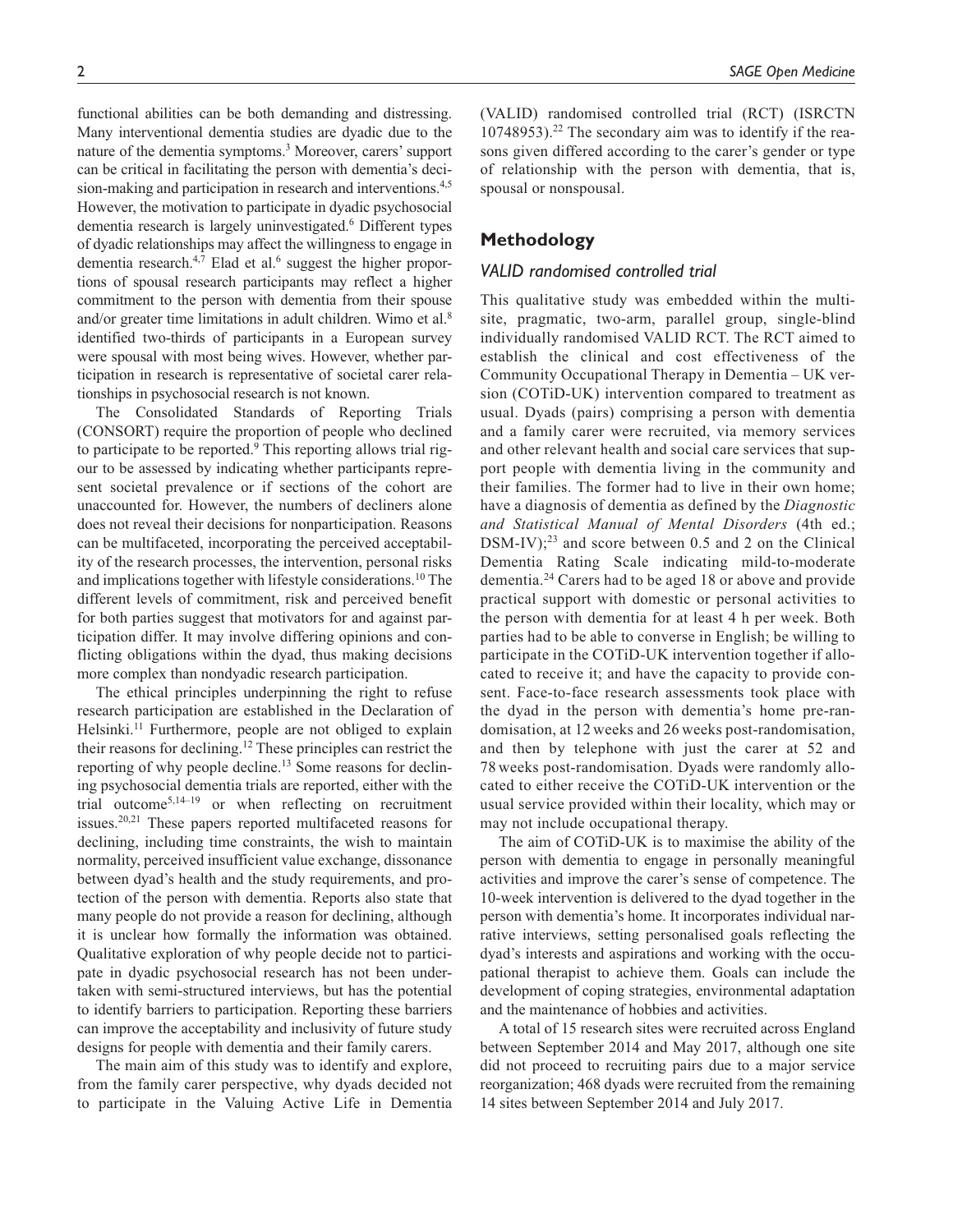functional abilities can be both demanding and distressing. Many interventional dementia studies are dyadic due to the nature of the dementia symptoms.[3] Moreover, carers' support can be critical in facilitating the person with dementia's decision-making and participation in research and interventions.[4,5] However, the motivation to participate in dyadic psychosocial dementia research is largely uninvestigated.[6] Different types of dyadic relationships may affect the willingness to engage in dementia research.[4,7] Elad et al.[6] suggest the higher proportions of spousal research participants may reflect a higher commitment to the person with dementia from their spouse and/or greater time limitations in adult children. Wimo et al.[8] identified two-thirds of participants in a European survey were spousal with most being wives. However, whether participation in research is representative of societal carer relationships in psychosocial research is not known.

The Consolidated Standards of Reporting Trials (CONSORT) require the proportion of people who declined to participate to be reported.[9] This reporting allows trial rigour to be assessed by indicating whether participants represent societal prevalence or if sections of the cohort are unaccounted for. However, the numbers of decliners alone does not reveal their decisions for nonparticipation. Reasons can be multifaceted, incorporating the perceived acceptability of the research processes, the intervention, personal risks and implications together with lifestyle considerations.[10] The different levels of commitment, risk and perceived benefit for both parties suggest that motivators for and against participation differ. It may involve differing opinions and conflicting obligations within the dyad, thus making decisions more complex than nondyadic research participation.

The ethical principles underpinning the right to refuse research participation are established in the Declaration of Helsinki.[11] Furthermore, people are not obliged to explain their reasons for declining.[12] These principles can restrict the reporting of why people decline.[13] Some reasons for declining psychosocial dementia trials are reported, either with the trial outcome[5,14–19] or when reflecting on recruitment issues.[20,21] These papers reported multifaceted reasons for declining, including time constraints, the wish to maintain normality, perceived insufficient value exchange, dissonance between dyad's health and the study requirements, and protection of the person with dementia. Reports also state that many people do not provide a reason for declining, although it is unclear how formally the information was obtained. Qualitative exploration of why people decide not to participate in dyadic psychosocial research has not been undertaken with semi-structured interviews, but has the potential to identify barriers to participation. Reporting these barriers can improve the acceptability and inclusivity of future study designs for people with dementia and their family carers.

The main aim of this study was to identify and explore, from the family carer perspective, why dyads decided not to participate in the Valuing Active Life in Dementia (VALID) randomised controlled trial (RCT) (ISRCTN 10748953).[22] The secondary aim was to identify if the reasons given differed according to the carer's gender or type of relationship with the person with dementia, that is, spousal or nonspousal.

## Methodology

### *VALID randomised controlled trial*

This qualitative study was embedded within the multi-site, pragmatic, two-arm, parallel group, single-blind individually randomised VALID RCT. The RCT aimed to establish the clinical and cost effectiveness of the Community Occupational Therapy in Dementia – UK version (COTiD-UK) intervention compared to treatment as usual. Dyads (pairs) comprising a person with dementia and a family carer were recruited, via memory services and other relevant health and social care services that support people with dementia living in the community and their families. The former had to live in their own home; have a diagnosis of dementia as defined by the *Diagnostic and Statistical Manual of Mental Disorders* (4th ed.; DSM-IV);[23] and score between 0.5 and 2 on the Clinical Dementia Rating Scale indicating mild-to-moderate dementia.[24] Carers had to be aged 18 or above and provide practical support with domestic or personal activities to the person with dementia for at least 4 h per week. Both parties had to be able to converse in English; be willing to participate in the COTiD-UK intervention together if allocated to receive it; and have the capacity to provide consent. Face-to-face research assessments took place with the dyad in the person with dementia's home pre-randomisation, at 12 weeks and 26 weeks post-randomisation, and then by telephone with just the carer at 52 and 78 weeks post-randomisation. Dyads were randomly allocated to either receive the COTiD-UK intervention or the usual service provided within their locality, which may or may not include occupational therapy.

The aim of COTiD-UK is to maximise the ability of the person with dementia to engage in personally meaningful activities and improve the carer's sense of competence. The 10-week intervention is delivered to the dyad together in the person with dementia's home. It incorporates individual narrative interviews, setting personalised goals reflecting the dyad's interests and aspirations and working with the occupational therapist to achieve them. Goals can include the development of coping strategies, environmental adaptation and the maintenance of hobbies and activities.

A total of 15 research sites were recruited across England between September 2014 and May 2017, although one site did not proceed to recruiting pairs due to a major service reorganization; 468 dyads were recruited from the remaining 14 sites between September 2014 and July 2017.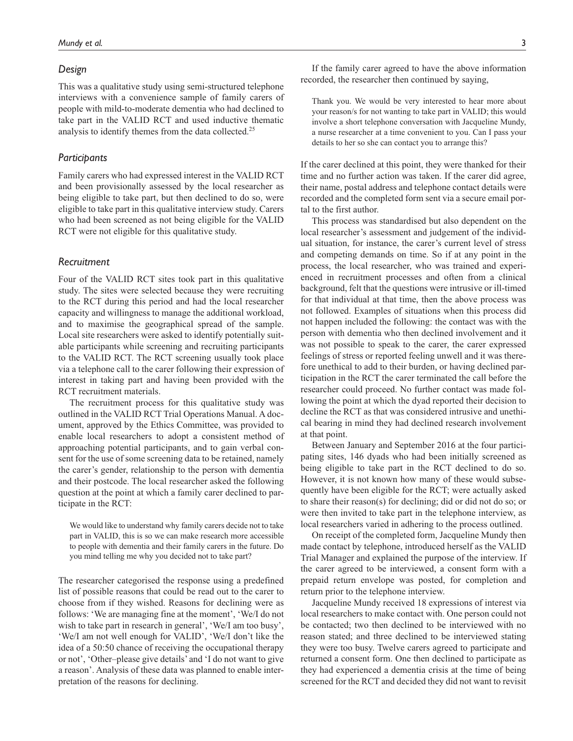## Design

This was a qualitative study using semi-structured telephone interviews with a convenience sample of family carers of people with mild-to-moderate dementia who had declined to take part in the VALID RCT and used inductive thematic analysis to identify themes from the data collected.[25]

## Participants

Family carers who had expressed interest in the VALID RCT and been provisionally assessed by the local researcher as being eligible to take part, but then declined to do so, were eligible to take part in this qualitative interview study. Carers who had been screened as not being eligible for the VALID RCT were not eligible for this qualitative study.

## Recruitment

Four of the VALID RCT sites took part in this qualitative study. The sites were selected because they were recruiting to the RCT during this period and had the local researcher capacity and willingness to manage the additional workload, and to maximise the geographical spread of the sample. Local site researchers were asked to identify potentially suitable participants while screening and recruiting participants to the VALID RCT. The RCT screening usually took place via a telephone call to the carer following their expression of interest in taking part and having been provided with the RCT recruitment materials.

The recruitment process for this qualitative study was outlined in the VALID RCT Trial Operations Manual. A document, approved by the Ethics Committee, was provided to enable local researchers to adopt a consistent method of approaching potential participants, and to gain verbal consent for the use of some screening data to be retained, namely the carer's gender, relationship to the person with dementia and their postcode. The local researcher asked the following question at the point at which a family carer declined to participate in the RCT:

> We would like to understand why family carers decide not to take part in VALID, this is so we can make research more accessible to people with dementia and their family carers in the future. Do you mind telling me why you decided not to take part?

The researcher categorised the response using a predefined list of possible reasons that could be read out to the carer to choose from if they wished. Reasons for declining were as follows: 'We are managing fine at the moment', 'We/I do not wish to take part in research in general', 'We/I am too busy', 'We/I am not well enough for VALID', 'We/I don't like the idea of a 50:50 chance of receiving the occupational therapy or not', 'Other–please give details' and 'I do not want to give a reason'. Analysis of these data was planned to enable interpretation of the reasons for declining.

If the family carer agreed to have the above information recorded, the researcher then continued by saying,

> Thank you. We would be very interested to hear more about your reason/s for not wanting to take part in VALID; this would involve a short telephone conversation with Jacqueline Mundy, a nurse researcher at a time convenient to you. Can I pass your details to her so she can contact you to arrange this?

If the carer declined at this point, they were thanked for their time and no further action was taken. If the carer did agree, their name, postal address and telephone contact details were recorded and the completed form sent via a secure email portal to the first author.

This process was standardised but also dependent on the local researcher's assessment and judgement of the individual situation, for instance, the carer's current level of stress and competing demands on time. So if at any point in the process, the local researcher, who was trained and experienced in recruitment processes and often from a clinical background, felt that the questions were intrusive or ill-timed for that individual at that time, then the above process was not followed. Examples of situations when this process did not happen included the following: the contact was with the person with dementia who then declined involvement and it was not possible to speak to the carer, the carer expressed feelings of stress or reported feeling unwell and it was therefore unethical to add to their burden, or having declined participation in the RCT the carer terminated the call before the researcher could proceed. No further contact was made following the point at which the dyad reported their decision to decline the RCT as that was considered intrusive and unethical bearing in mind they had declined research involvement at that point.

Between January and September 2016 at the four participating sites, 146 dyads who had been initially screened as being eligible to take part in the RCT declined to do so. However, it is not known how many of these would subsequently have been eligible for the RCT; were actually asked to share their reason(s) for declining; did or did not do so; or were then invited to take part in the telephone interview, as local researchers varied in adhering to the process outlined.

On receipt of the completed form, Jacqueline Mundy then made contact by telephone, introduced herself as the VALID Trial Manager and explained the purpose of the interview. If the carer agreed to be interviewed, a consent form with a prepaid return envelope was posted, for completion and return prior to the telephone interview.

Jacqueline Mundy received 18 expressions of interest via local researchers to make contact with. One person could not be contacted; two then declined to be interviewed with no reason stated; and three declined to be interviewed stating they were too busy. Twelve carers agreed to participate and returned a consent form. One then declined to participate as they had experienced a dementia crisis at the time of being screened for the RCT and decided they did not want to revisit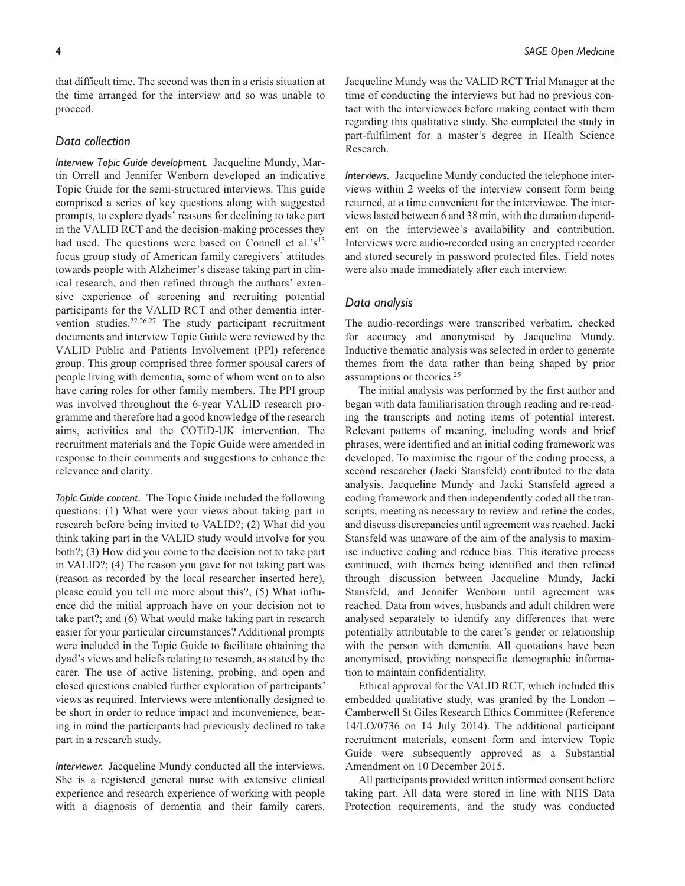that difficult time. The second was then in a crisis situation at the time arranged for the interview and so was unable to proceed.

## Data collection

*Interview Topic Guide development.* Jacqueline Mundy, Martin Orrell and Jennifer Wenborn developed an indicative Topic Guide for the semi-structured interviews. This guide comprised a series of key questions along with suggested prompts, to explore dyads' reasons for declining to take part in the VALID RCT and the decision-making processes they had used. The questions were based on Connell et al.'s[13] focus group study of American family caregivers' attitudes towards people with Alzheimer's disease taking part in clinical research, and then refined through the authors' extensive experience of screening and recruiting potential participants for the VALID RCT and other dementia intervention studies.[22,26,27] The study participant recruitment documents and interview Topic Guide were reviewed by the VALID Public and Patients Involvement (PPI) reference group. This group comprised three former spousal carers of people living with dementia, some of whom went on to also have caring roles for other family members. The PPI group was involved throughout the 6-year VALID research programme and therefore had a good knowledge of the research aims, activities and the COTiD-UK intervention. The recruitment materials and the Topic Guide were amended in response to their comments and suggestions to enhance the relevance and clarity.

*Topic Guide content.* The Topic Guide included the following questions: (1) What were your views about taking part in research before being invited to VALID?; (2) What did you think taking part in the VALID study would involve for you both?; (3) How did you come to the decision not to take part in VALID?; (4) The reason you gave for not taking part was (reason as recorded by the local researcher inserted here), please could you tell me more about this?; (5) What influence did the initial approach have on your decision not to take part?; and (6) What would make taking part in research easier for your particular circumstances? Additional prompts were included in the Topic Guide to facilitate obtaining the dyad's views and beliefs relating to research, as stated by the carer. The use of active listening, probing, and open and closed questions enabled further exploration of participants' views as required. Interviews were intentionally designed to be short in order to reduce impact and inconvenience, bearing in mind the participants had previously declined to take part in a research study.

*Interviewer.* Jacqueline Mundy conducted all the interviews. She is a registered general nurse with extensive clinical experience and research experience of working with people with a diagnosis of dementia and their family carers. Jacqueline Mundy was the VALID RCT Trial Manager at the time of conducting the interviews but had no previous contact with the interviewees before making contact with them regarding this qualitative study. She completed the study in part-fulfilment for a master's degree in Health Science Research.

*Interviews.* Jacqueline Mundy conducted the telephone interviews within 2 weeks of the interview consent form being returned, at a time convenient for the interviewee. The interviews lasted between 6 and 38 min, with the duration dependent on the interviewee's availability and contribution. Interviews were audio-recorded using an encrypted recorder and stored securely in password protected files. Field notes were also made immediately after each interview.

## Data analysis

The audio-recordings were transcribed verbatim, checked for accuracy and anonymised by Jacqueline Mundy. Inductive thematic analysis was selected in order to generate themes from the data rather than being shaped by prior assumptions or theories.[25]

The initial analysis was performed by the first author and began with data familiarisation through reading and re-reading the transcripts and noting items of potential interest. Relevant patterns of meaning, including words and brief phrases, were identified and an initial coding framework was developed. To maximise the rigour of the coding process, a second researcher (Jacki Stansfeld) contributed to the data analysis. Jacqueline Mundy and Jacki Stansfeld agreed a coding framework and then independently coded all the transcripts, meeting as necessary to review and refine the codes, and discuss discrepancies until agreement was reached. Jacki Stansfeld was unaware of the aim of the analysis to maximise inductive coding and reduce bias. This iterative process continued, with themes being identified and then refined through discussion between Jacqueline Mundy, Jacki Stansfeld, and Jennifer Wenborn until agreement was reached. Data from wives, husbands and adult children were analysed separately to identify any differences that were potentially attributable to the carer's gender or relationship with the person with dementia. All quotations have been anonymised, providing nonspecific demographic information to maintain confidentiality.

Ethical approval for the VALID RCT, which included this embedded qualitative study, was granted by the London – Camberwell St Giles Research Ethics Committee (Reference 14/LO/0736 on 14 July 2014). The additional participant recruitment materials, consent form and interview Topic Guide were subsequently approved as a Substantial Amendment on 10 December 2015.

All participants provided written informed consent before taking part. All data were stored in line with NHS Data Protection requirements, and the study was conducted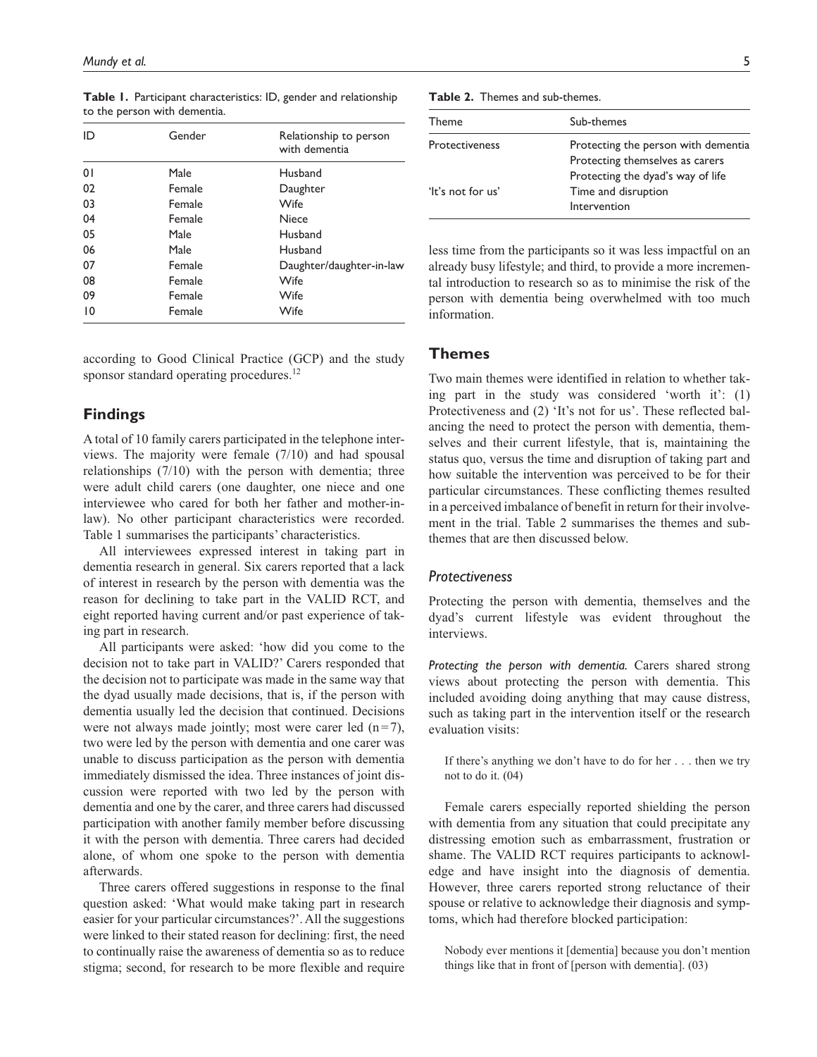**Table 1.** Participant characteristics: ID, gender and relationship to the person with dementia.

| ID | Gender | Relationship to person with dementia |
|---|---|---|
| 01 | Male | Husband |
| 02 | Female | Daughter |
| 03 | Female | Wife |
| 04 | Female | Niece |
| 05 | Male | Husband |
| 06 | Male | Husband |
| 07 | Female | Daughter/daughter-in-law |
| 08 | Female | Wife |
| 09 | Female | Wife |
| 10 | Female | Wife |

according to Good Clinical Practice (GCP) and the study sponsor standard operating procedures.[12]

## Findings

A total of 10 family carers participated in the telephone interviews. The majority were female (7/10) and had spousal relationships (7/10) with the person with dementia; three were adult child carers (one daughter, one niece and one interviewee who cared for both her father and mother-in-law). No other participant characteristics were recorded. Table 1 summarises the participants' characteristics.

All interviewees expressed interest in taking part in dementia research in general. Six carers reported that a lack of interest in research by the person with dementia was the reason for declining to take part in the VALID RCT, and eight reported having current and/or past experience of taking part in research.

All participants were asked: 'how did you come to the decision not to take part in VALID?' Carers responded that the decision not to participate was made in the same way that the dyad usually made decisions, that is, if the person with dementia usually led the decision that continued. Decisions were not always made jointly; most were carer led (n = 7), two were led by the person with dementia and one carer was unable to discuss participation as the person with dementia immediately dismissed the idea. Three instances of joint discussion were reported with two led by the person with dementia and one by the carer, and three carers had discussed participation with another family member before discussing it with the person with dementia. Three carers had decided alone, of whom one spoke to the person with dementia afterwards.

Three carers offered suggestions in response to the final question asked: 'What would make taking part in research easier for your particular circumstances?'. All the suggestions were linked to their stated reason for declining: first, the need to continually raise the awareness of dementia so as to reduce stigma; second, for research to be more flexible and require less time from the participants so it was less impactful on an already busy lifestyle; and third, to provide a more incremental introduction to research so as to minimise the risk of the person with dementia being overwhelmed with too much information.

**Table 2.** Themes and sub-themes.

| Theme | Sub-themes |
|---|---|
| Protectiveness | Protecting the person with dementia |
| | Protecting themselves as carers |
| | Protecting the dyad's way of life |
| 'It's not for us' | Time and disruption |
| | Intervention |

## Themes

Two main themes were identified in relation to whether taking part in the study was considered 'worth it': (1) Protectiveness and (2) 'It's not for us'. These reflected balancing the need to protect the person with dementia, themselves and their current lifestyle, that is, maintaining the status quo, versus the time and disruption of taking part and how suitable the intervention was perceived to be for their particular circumstances. These conflicting themes resulted in a perceived imbalance of benefit in return for their involvement in the trial. Table 2 summarises the themes and sub-themes that are then discussed below.

### *Protectiveness*

Protecting the person with dementia, themselves and the dyad's current lifestyle was evident throughout the interviews.

*Protecting the person with dementia.* Carers shared strong views about protecting the person with dementia. This included avoiding doing anything that may cause distress, such as taking part in the intervention itself or the research evaluation visits:

> If there's anything we don't have to do for her . . . then we try not to do it. (04)

Female carers especially reported shielding the person with dementia from any situation that could precipitate any distressing emotion such as embarrassment, frustration or shame. The VALID RCT requires participants to acknowledge and have insight into the diagnosis of dementia. However, three carers reported strong reluctance of their spouse or relative to acknowledge their diagnosis and symptoms, which had therefore blocked participation:

> Nobody ever mentions it [dementia] because you don't mention things like that in front of [person with dementia]. (03)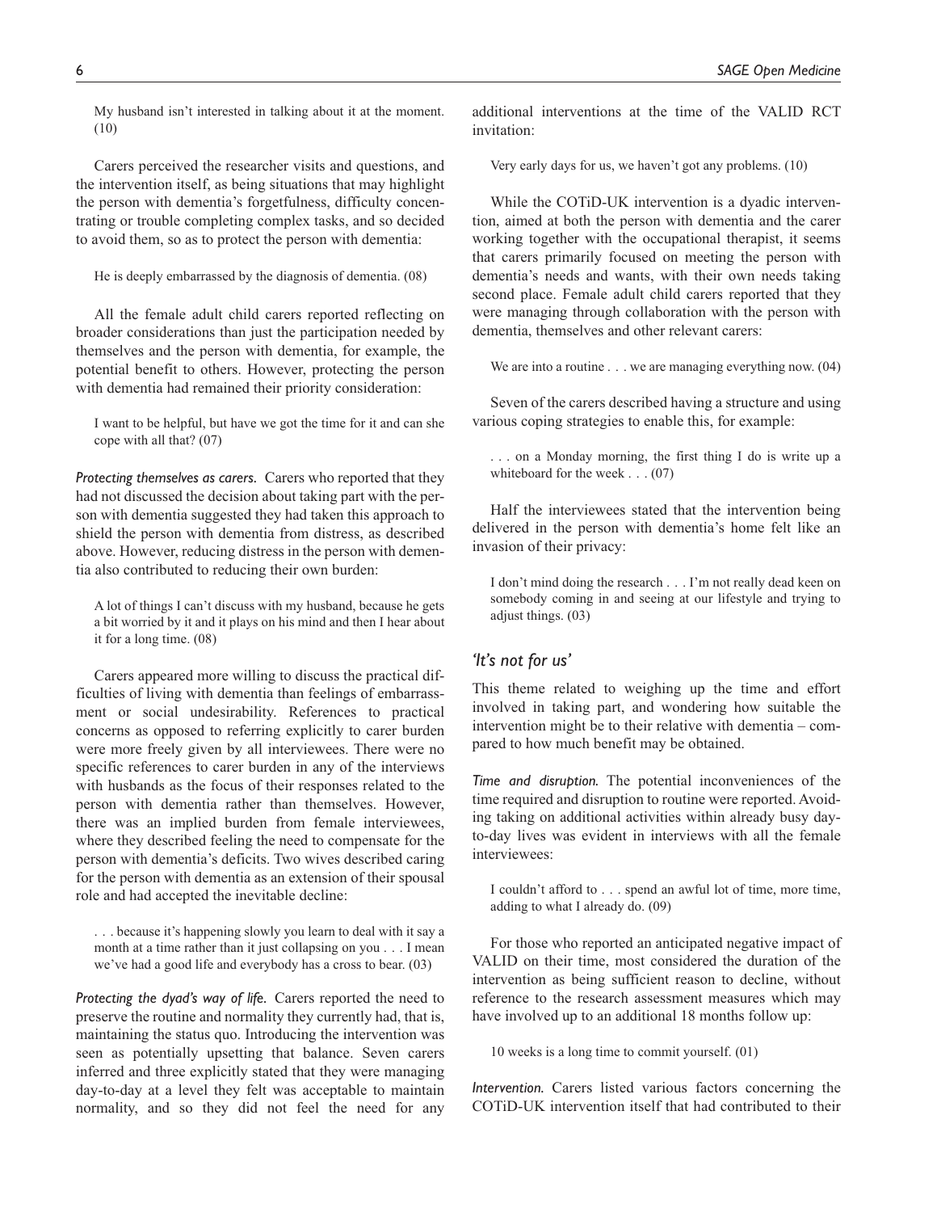> My husband isn't interested in talking about it at the moment. (10)

Carers perceived the researcher visits and questions, and the intervention itself, as being situations that may highlight the person with dementia's forgetfulness, difficulty concentrating or trouble completing complex tasks, and so decided to avoid them, so as to protect the person with dementia:

> He is deeply embarrassed by the diagnosis of dementia. (08)

All the female adult child carers reported reflecting on broader considerations than just the participation needed by themselves and the person with dementia, for example, the potential benefit to others. However, protecting the person with dementia had remained their priority consideration:

> I want to be helpful, but have we got the time for it and can she cope with all that? (07)

*Protecting themselves as carers.* Carers who reported that they had not discussed the decision about taking part with the person with dementia suggested they had taken this approach to shield the person with dementia from distress, as described above. However, reducing distress in the person with dementia also contributed to reducing their own burden:

> A lot of things I can't discuss with my husband, because he gets a bit worried by it and it plays on his mind and then I hear about it for a long time. (08)

Carers appeared more willing to discuss the practical difficulties of living with dementia than feelings of embarrassment or social undesirability. References to practical concerns as opposed to referring explicitly to carer burden were more freely given by all interviewees. There were no specific references to carer burden in any of the interviews with husbands as the focus of their responses related to the person with dementia rather than themselves. However, there was an implied burden from female interviewees, where they described feeling the need to compensate for the person with dementia's deficits. Two wives described caring for the person with dementia as an extension of their spousal role and had accepted the inevitable decline:

> . . . because it's happening slowly you learn to deal with it say a month at a time rather than it just collapsing on you . . . I mean we've had a good life and everybody has a cross to bear. (03)

*Protecting the dyad's way of life.* Carers reported the need to preserve the routine and normality they currently had, that is, maintaining the status quo. Introducing the intervention was seen as potentially upsetting that balance. Seven carers inferred and three explicitly stated that they were managing day-to-day at a level they felt was acceptable to maintain normality, and so they did not feel the need for any additional interventions at the time of the VALID RCT invitation:

> Very early days for us, we haven't got any problems. (10)

While the COTiD-UK intervention is a dyadic intervention, aimed at both the person with dementia and the carer working together with the occupational therapist, it seems that carers primarily focused on meeting the person with dementia's needs and wants, with their own needs taking second place. Female adult child carers reported that they were managing through collaboration with the person with dementia, themselves and other relevant carers:

> We are into a routine . . . we are managing everything now. (04)

Seven of the carers described having a structure and using various coping strategies to enable this, for example:

> . . . on a Monday morning, the first thing I do is write up a whiteboard for the week . . . (07)

Half the interviewees stated that the intervention being delivered in the person with dementia's home felt like an invasion of their privacy:

> I don't mind doing the research . . . I'm not really dead keen on somebody coming in and seeing at our lifestyle and trying to adjust things. (03)

### *'It's not for us'*

This theme related to weighing up the time and effort involved in taking part, and wondering how suitable the intervention might be to their relative with dementia – compared to how much benefit may be obtained.

*Time and disruption.* The potential inconveniences of the time required and disruption to routine were reported. Avoiding taking on additional activities within already busy day-to-day lives was evident in interviews with all the female interviewees:

> I couldn't afford to . . . spend an awful lot of time, more time, adding to what I already do. (09)

For those who reported an anticipated negative impact of VALID on their time, most considered the duration of the intervention as being sufficient reason to decline, without reference to the research assessment measures which may have involved up to an additional 18 months follow up:

> 10 weeks is a long time to commit yourself. (01)

*Intervention.* Carers listed various factors concerning the COTiD-UK intervention itself that had contributed to their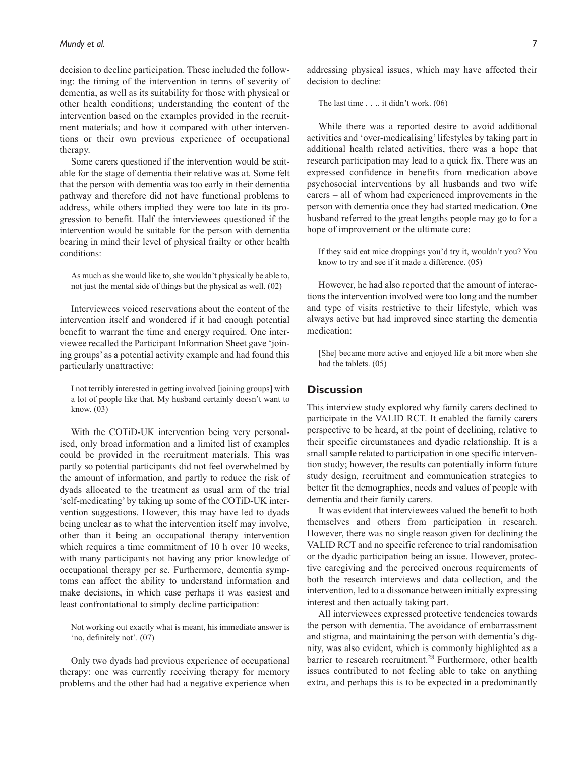decision to decline participation. These included the following: the timing of the intervention in terms of severity of dementia, as well as its suitability for those with physical or other health conditions; understanding the content of the intervention based on the examples provided in the recruitment materials; and how it compared with other interventions or their own previous experience of occupational therapy.

Some carers questioned if the intervention would be suitable for the stage of dementia their relative was at. Some felt that the person with dementia was too early in their dementia pathway and therefore did not have functional problems to address, while others implied they were too late in its progression to benefit. Half the interviewees questioned if the intervention would be suitable for the person with dementia bearing in mind their level of physical frailty or other health conditions:

> As much as she would like to, she wouldn't physically be able to, not just the mental side of things but the physical as well. (02)

Interviewees voiced reservations about the content of the intervention itself and wondered if it had enough potential benefit to warrant the time and energy required. One interviewee recalled the Participant Information Sheet gave 'joining groups' as a potential activity example and had found this particularly unattractive:

> I not terribly interested in getting involved [joining groups] with a lot of people like that. My husband certainly doesn't want to know. (03)

With the COTiD-UK intervention being very personalised, only broad information and a limited list of examples could be provided in the recruitment materials. This was partly so potential participants did not feel overwhelmed by the amount of information, and partly to reduce the risk of dyads allocated to the treatment as usual arm of the trial 'self-medicating' by taking up some of the COTiD-UK intervention suggestions. However, this may have led to dyads being unclear as to what the intervention itself may involve, other than it being an occupational therapy intervention which requires a time commitment of 10 h over 10 weeks, with many participants not having any prior knowledge of occupational therapy per se. Furthermore, dementia symptoms can affect the ability to understand information and make decisions, in which case perhaps it was easiest and least confrontational to simply decline participation:

> Not working out exactly what is meant, his immediate answer is 'no, definitely not'. (07)

Only two dyads had previous experience of occupational therapy: one was currently receiving therapy for memory problems and the other had had a negative experience when addressing physical issues, which may have affected their decision to decline:

> The last time . . .. it didn't work. (06)

While there was a reported desire to avoid additional activities and 'over-medicalising' lifestyles by taking part in additional health related activities, there was a hope that research participation may lead to a quick fix. There was an expressed confidence in benefits from medication above psychosocial interventions by all husbands and two wife carers – all of whom had experienced improvements in the person with dementia once they had started medication. One husband referred to the great lengths people may go to for a hope of improvement or the ultimate cure:

> If they said eat mice droppings you'd try it, wouldn't you? You know to try and see if it made a difference. (05)

However, he had also reported that the amount of interactions the intervention involved were too long and the number and type of visits restrictive to their lifestyle, which was always active but had improved since starting the dementia medication:

> [She] became more active and enjoyed life a bit more when she had the tablets. (05)

## Discussion

This interview study explored why family carers declined to participate in the VALID RCT. It enabled the family carers perspective to be heard, at the point of declining, relative to their specific circumstances and dyadic relationship. It is a small sample related to participation in one specific intervention study; however, the results can potentially inform future study design, recruitment and communication strategies to better fit the demographics, needs and values of people with dementia and their family carers.

It was evident that interviewees valued the benefit to both themselves and others from participation in research. However, there was no single reason given for declining the VALID RCT and no specific reference to trial randomisation or the dyadic participation being an issue. However, protective caregiving and the perceived onerous requirements of both the research interviews and data collection, and the intervention, led to a dissonance between initially expressing interest and then actually taking part.

All interviewees expressed protective tendencies towards the person with dementia. The avoidance of embarrassment and stigma, and maintaining the person with dementia's dignity, was also evident, which is commonly highlighted as a barrier to research recruitment.[28] Furthermore, other health issues contributed to not feeling able to take on anything extra, and perhaps this is to be expected in a predominantly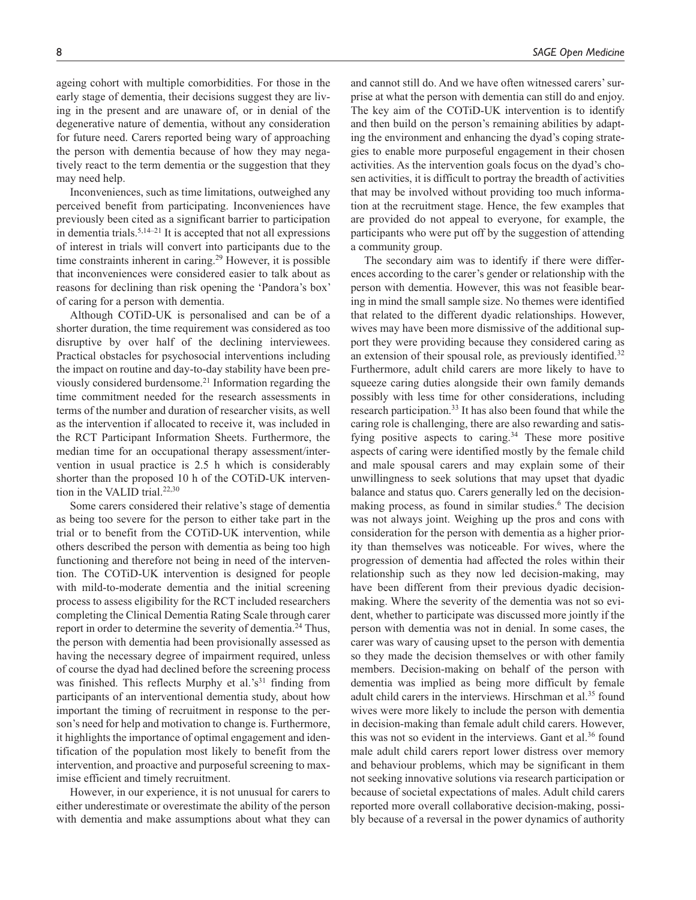ageing cohort with multiple comorbidities. For those in the early stage of dementia, their decisions suggest they are living in the present and are unaware of, or in denial of the degenerative nature of dementia, without any consideration for future need. Carers reported being wary of approaching the person with dementia because of how they may negatively react to the term dementia or the suggestion that they may need help.

Inconveniences, such as time limitations, outweighed any perceived benefit from participating. Inconveniences have previously been cited as a significant barrier to participation in dementia trials.[5,14–21] It is accepted that not all expressions of interest in trials will convert into participants due to the time constraints inherent in caring.[29] However, it is possible that inconveniences were considered easier to talk about as reasons for declining than risk opening the 'Pandora's box' of caring for a person with dementia.

Although COTiD-UK is personalised and can be of a shorter duration, the time requirement was considered as too disruptive by over half of the declining interviewees. Practical obstacles for psychosocial interventions including the impact on routine and day-to-day stability have been previously considered burdensome.[21] Information regarding the time commitment needed for the research assessments in terms of the number and duration of researcher visits, as well as the intervention if allocated to receive it, was included in the RCT Participant Information Sheets. Furthermore, the median time for an occupational therapy assessment/intervention in usual practice is 2.5 h which is considerably shorter than the proposed 10 h of the COTiD-UK intervention in the VALID trial.[22,30]

Some carers considered their relative's stage of dementia as being too severe for the person to either take part in the trial or to benefit from the COTiD-UK intervention, while others described the person with dementia as being too high functioning and therefore not being in need of the intervention. The COTiD-UK intervention is designed for people with mild-to-moderate dementia and the initial screening process to assess eligibility for the RCT included researchers completing the Clinical Dementia Rating Scale through carer report in order to determine the severity of dementia.[24] Thus, the person with dementia had been provisionally assessed as having the necessary degree of impairment required, unless of course the dyad had declined before the screening process was finished. This reflects Murphy et al.'s[31] finding from participants of an interventional dementia study, about how important the timing of recruitment in response to the person's need for help and motivation to change is. Furthermore, it highlights the importance of optimal engagement and identification of the population most likely to benefit from the intervention, and proactive and purposeful screening to maximise efficient and timely recruitment.

However, in our experience, it is not unusual for carers to either underestimate or overestimate the ability of the person with dementia and make assumptions about what they can and cannot still do. And we have often witnessed carers' surprise at what the person with dementia can still do and enjoy. The key aim of the COTiD-UK intervention is to identify and then build on the person's remaining abilities by adapting the environment and enhancing the dyad's coping strategies to enable more purposeful engagement in their chosen activities. As the intervention goals focus on the dyad's chosen activities, it is difficult to portray the breadth of activities that may be involved without providing too much information at the recruitment stage. Hence, the few examples that are provided do not appeal to everyone, for example, the participants who were put off by the suggestion of attending a community group.

The secondary aim was to identify if there were differences according to the carer's gender or relationship with the person with dementia. However, this was not feasible bearing in mind the small sample size. No themes were identified that related to the different dyadic relationships. However, wives may have been more dismissive of the additional support they were providing because they considered caring as an extension of their spousal role, as previously identified.[32] Furthermore, adult child carers are more likely to have to squeeze caring duties alongside their own family demands possibly with less time for other considerations, including research participation.[33] It has also been found that while the caring role is challenging, there are also rewarding and satisfying positive aspects to caring.[34] These more positive aspects of caring were identified mostly by the female child and male spousal carers and may explain some of their unwillingness to seek solutions that may upset that dyadic balance and status quo. Carers generally led on the decision-making process, as found in similar studies.[6] The decision was not always joint. Weighing up the pros and cons with consideration for the person with dementia as a higher priority than themselves was noticeable. For wives, where the progression of dementia had affected the roles within their relationship such as they now led decision-making, may have been different from their previous dyadic decision-making. Where the severity of the dementia was not so evident, whether to participate was discussed more jointly if the person with dementia was not in denial. In some cases, the carer was wary of causing upset to the person with dementia so they made the decision themselves or with other family members. Decision-making on behalf of the person with dementia was implied as being more difficult by female adult child carers in the interviews. Hirschman et al.[35] found wives were more likely to include the person with dementia in decision-making than female adult child carers. However, this was not so evident in the interviews. Gant et al.[36] found male adult child carers report lower distress over memory and behaviour problems, which may be significant in them not seeking innovative solutions via research participation or because of societal expectations of males. Adult child carers reported more overall collaborative decision-making, possibly because of a reversal in the power dynamics of authority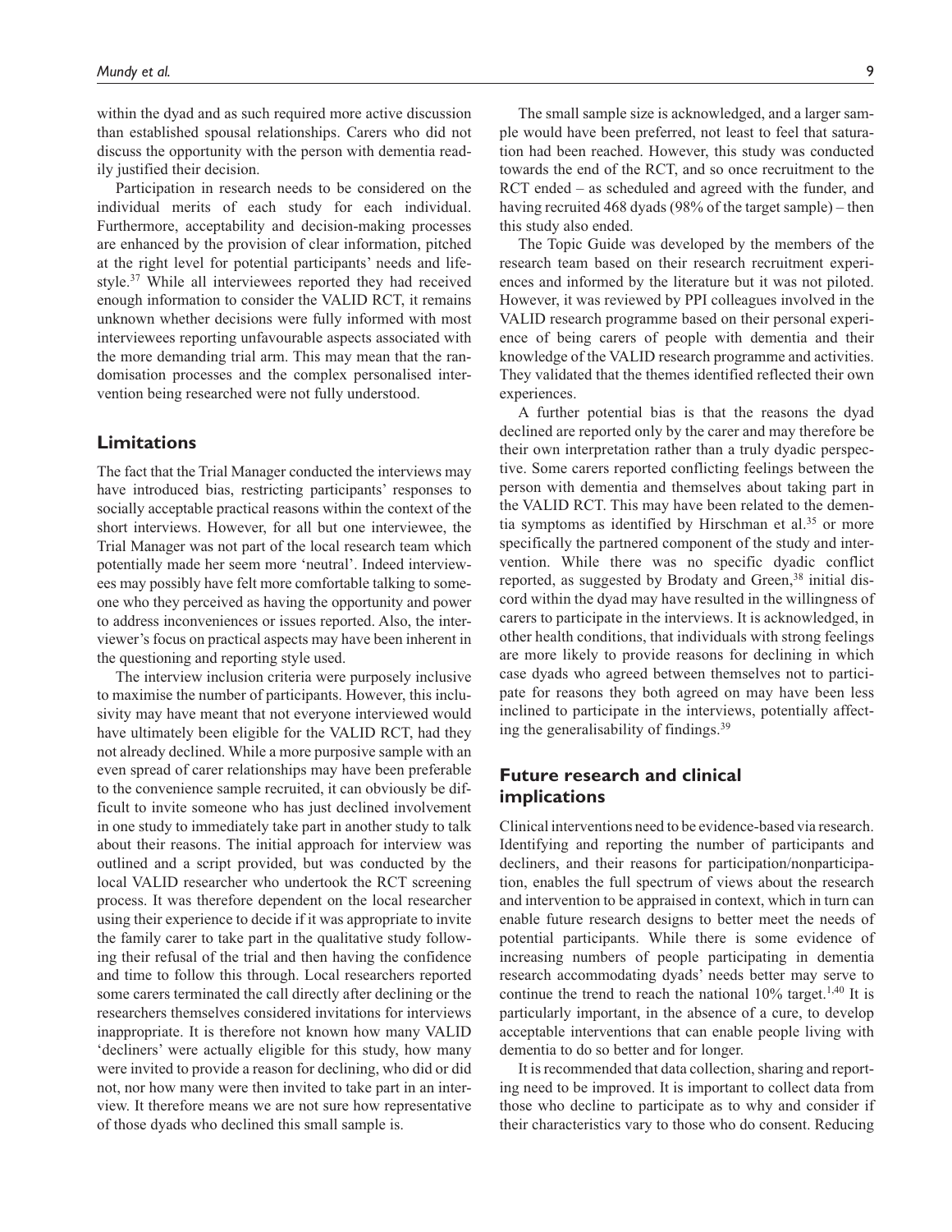within the dyad and as such required more active discussion than established spousal relationships. Carers who did not discuss the opportunity with the person with dementia readily justified their decision.

Participation in research needs to be considered on the individual merits of each study for each individual. Furthermore, acceptability and decision-making processes are enhanced by the provision of clear information, pitched at the right level for potential participants' needs and lifestyle.[37] While all interviewees reported they had received enough information to consider the VALID RCT, it remains unknown whether decisions were fully informed with most interviewees reporting unfavourable aspects associated with the more demanding trial arm. This may mean that the randomisation processes and the complex personalised intervention being researched were not fully understood.

## Limitations

The fact that the Trial Manager conducted the interviews may have introduced bias, restricting participants' responses to socially acceptable practical reasons within the context of the short interviews. However, for all but one interviewee, the Trial Manager was not part of the local research team which potentially made her seem more 'neutral'. Indeed interviewees may possibly have felt more comfortable talking to someone who they perceived as having the opportunity and power to address inconveniences or issues reported. Also, the interviewer's focus on practical aspects may have been inherent in the questioning and reporting style used.

The interview inclusion criteria were purposely inclusive to maximise the number of participants. However, this inclusivity may have meant that not everyone interviewed would have ultimately been eligible for the VALID RCT, had they not already declined. While a more purposive sample with an even spread of carer relationships may have been preferable to the convenience sample recruited, it can obviously be difficult to invite someone who has just declined involvement in one study to immediately take part in another study to talk about their reasons. The initial approach for interview was outlined and a script provided, but was conducted by the local VALID researcher who undertook the RCT screening process. It was therefore dependent on the local researcher using their experience to decide if it was appropriate to invite the family carer to take part in the qualitative study following their refusal of the trial and then having the confidence and time to follow this through. Local researchers reported some carers terminated the call directly after declining or the researchers themselves considered invitations for interviews inappropriate. It is therefore not known how many VALID 'decliners' were actually eligible for this study, how many were invited to provide a reason for declining, who did or did not, nor how many were then invited to take part in an interview. It therefore means we are not sure how representative of those dyads who declined this small sample is.

The small sample size is acknowledged, and a larger sample would have been preferred, not least to feel that saturation had been reached. However, this study was conducted towards the end of the RCT, and so once recruitment to the RCT ended – as scheduled and agreed with the funder, and having recruited 468 dyads (98% of the target sample) – then this study also ended.

The Topic Guide was developed by the members of the research team based on their research recruitment experiences and informed by the literature but it was not piloted. However, it was reviewed by PPI colleagues involved in the VALID research programme based on their personal experience of being carers of people with dementia and their knowledge of the VALID research programme and activities. They validated that the themes identified reflected their own experiences.

A further potential bias is that the reasons the dyad declined are reported only by the carer and may therefore be their own interpretation rather than a truly dyadic perspective. Some carers reported conflicting feelings between the person with dementia and themselves about taking part in the VALID RCT. This may have been related to the dementia symptoms as identified by Hirschman et al.[35] or more specifically the partnered component of the study and intervention. While there was no specific dyadic conflict reported, as suggested by Brodaty and Green,[38] initial discord within the dyad may have resulted in the willingness of carers to participate in the interviews. It is acknowledged, in other health conditions, that individuals with strong feelings are more likely to provide reasons for declining in which case dyads who agreed between themselves not to participate for reasons they both agreed on may have been less inclined to participate in the interviews, potentially affecting the generalisability of findings.[39]

## Future research and clinical implications

Clinical interventions need to be evidence-based via research. Identifying and reporting the number of participants and decliners, and their reasons for participation/nonparticipation, enables the full spectrum of views about the research and intervention to be appraised in context, which in turn can enable future research designs to better meet the needs of potential participants. While there is some evidence of increasing numbers of people participating in dementia research accommodating dyads' needs better may serve to continue the trend to reach the national 10% target.[1,40] It is particularly important, in the absence of a cure, to develop acceptable interventions that can enable people living with dementia to do so better and for longer.

It is recommended that data collection, sharing and reporting need to be improved. It is important to collect data from those who decline to participate as to why and consider if their characteristics vary to those who do consent. Reducing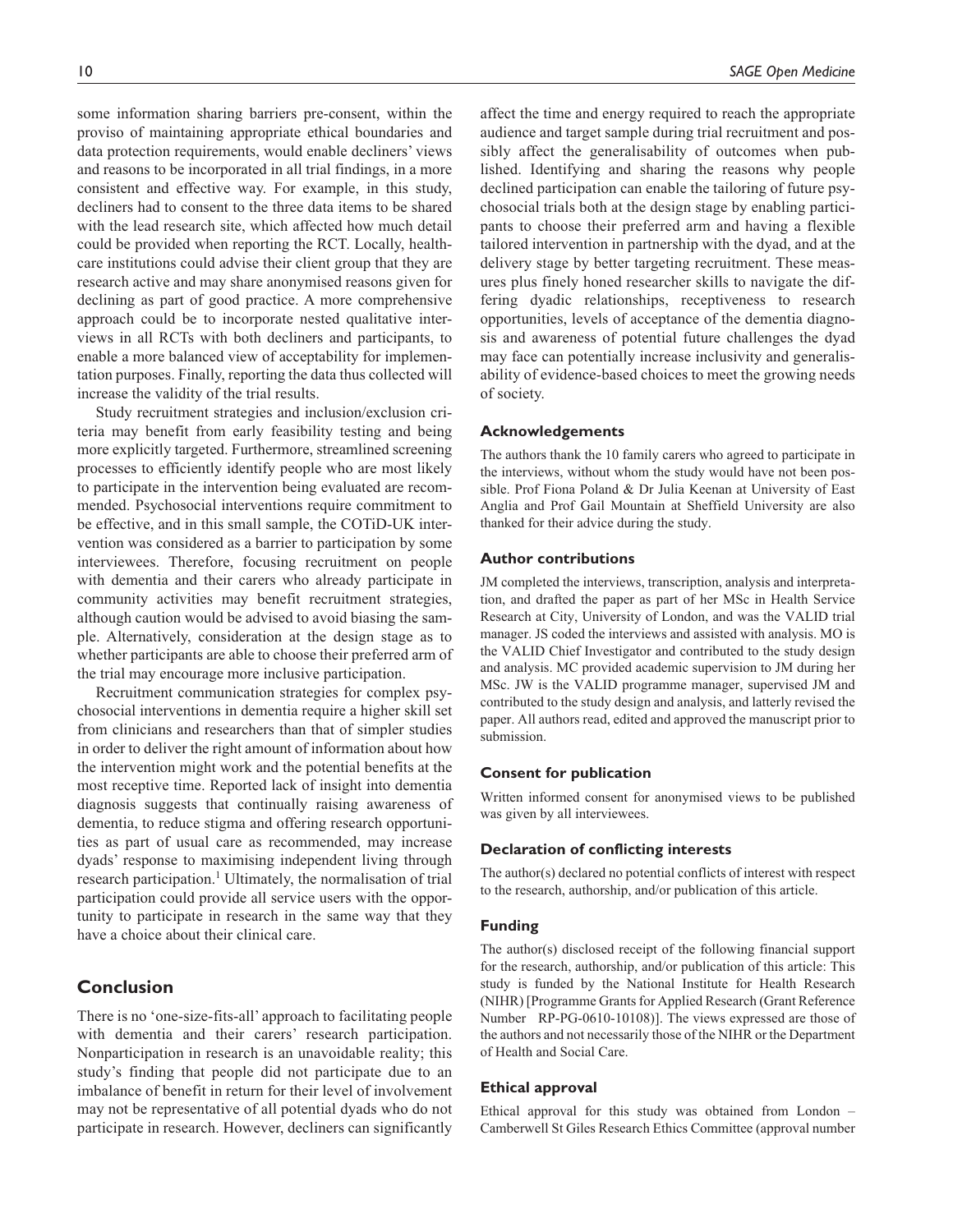some information sharing barriers pre-consent, within the proviso of maintaining appropriate ethical boundaries and data protection requirements, would enable decliners' views and reasons to be incorporated in all trial findings, in a more consistent and effective way. For example, in this study, decliners had to consent to the three data items to be shared with the lead research site, which affected how much detail could be provided when reporting the RCT. Locally, healthcare institutions could advise their client group that they are research active and may share anonymised reasons given for declining as part of good practice. A more comprehensive approach could be to incorporate nested qualitative interviews in all RCTs with both decliners and participants, to enable a more balanced view of acceptability for implementation purposes. Finally, reporting the data thus collected will increase the validity of the trial results.

Study recruitment strategies and inclusion/exclusion criteria may benefit from early feasibility testing and being more explicitly targeted. Furthermore, streamlined screening processes to efficiently identify people who are most likely to participate in the intervention being evaluated are recommended. Psychosocial interventions require commitment to be effective, and in this small sample, the COTiD-UK intervention was considered as a barrier to participation by some interviewees. Therefore, focusing recruitment on people with dementia and their carers who already participate in community activities may benefit recruitment strategies, although caution would be advised to avoid biasing the sample. Alternatively, consideration at the design stage as to whether participants are able to choose their preferred arm of the trial may encourage more inclusive participation.

Recruitment communication strategies for complex psychosocial interventions in dementia require a higher skill set from clinicians and researchers than that of simpler studies in order to deliver the right amount of information about how the intervention might work and the potential benefits at the most receptive time. Reported lack of insight into dementia diagnosis suggests that continually raising awareness of dementia, to reduce stigma and offering research opportunities as part of usual care as recommended, may increase dyads' response to maximising independent living through research participation.[1] Ultimately, the normalisation of trial participation could provide all service users with the opportunity to participate in research in the same way that they have a choice about their clinical care.

## Conclusion

There is no 'one-size-fits-all' approach to facilitating people with dementia and their carers' research participation. Nonparticipation in research is an unavoidable reality; this study's finding that people did not participate due to an imbalance of benefit in return for their level of involvement may not be representative of all potential dyads who do not participate in research. However, decliners can significantly affect the time and energy required to reach the appropriate audience and target sample during trial recruitment and possibly affect the generalisability of outcomes when published. Identifying and sharing the reasons why people declined participation can enable the tailoring of future psychosocial trials both at the design stage by enabling participants to choose their preferred arm and having a flexible tailored intervention in partnership with the dyad, and at the delivery stage by better targeting recruitment. These measures plus finely honed researcher skills to navigate the differing dyadic relationships, receptiveness to research opportunities, levels of acceptance of the dementia diagnosis and awareness of potential future challenges the dyad may face can potentially increase inclusivity and generalisability of evidence-based choices to meet the growing needs of society.

### Acknowledgements

The authors thank the 10 family carers who agreed to participate in the interviews, without whom the study would have not been possible. Prof Fiona Poland & Dr Julia Keenan at University of East Anglia and Prof Gail Mountain at Sheffield University are also thanked for their advice during the study.

### Author contributions

JM completed the interviews, transcription, analysis and interpretation, and drafted the paper as part of her MSc in Health Service Research at City, University of London, and was the VALID trial manager. JS coded the interviews and assisted with analysis. MO is the VALID Chief Investigator and contributed to the study design and analysis. MC provided academic supervision to JM during her MSc. JW is the VALID programme manager, supervised JM and contributed to the study design and analysis, and latterly revised the paper. All authors read, edited and approved the manuscript prior to submission.

### Consent for publication

Written informed consent for anonymised views to be published was given by all interviewees.

### Declaration of conflicting interests

The author(s) declared no potential conflicts of interest with respect to the research, authorship, and/or publication of this article.

### Funding

The author(s) disclosed receipt of the following financial support for the research, authorship, and/or publication of this article: This study is funded by the National Institute for Health Research (NIHR) [Programme Grants for Applied Research (Grant Reference Number RP-PG-0610-10108)]. The views expressed are those of the authors and not necessarily those of the NIHR or the Department of Health and Social Care.

### Ethical approval

Ethical approval for this study was obtained from London – Camberwell St Giles Research Ethics Committee (approval number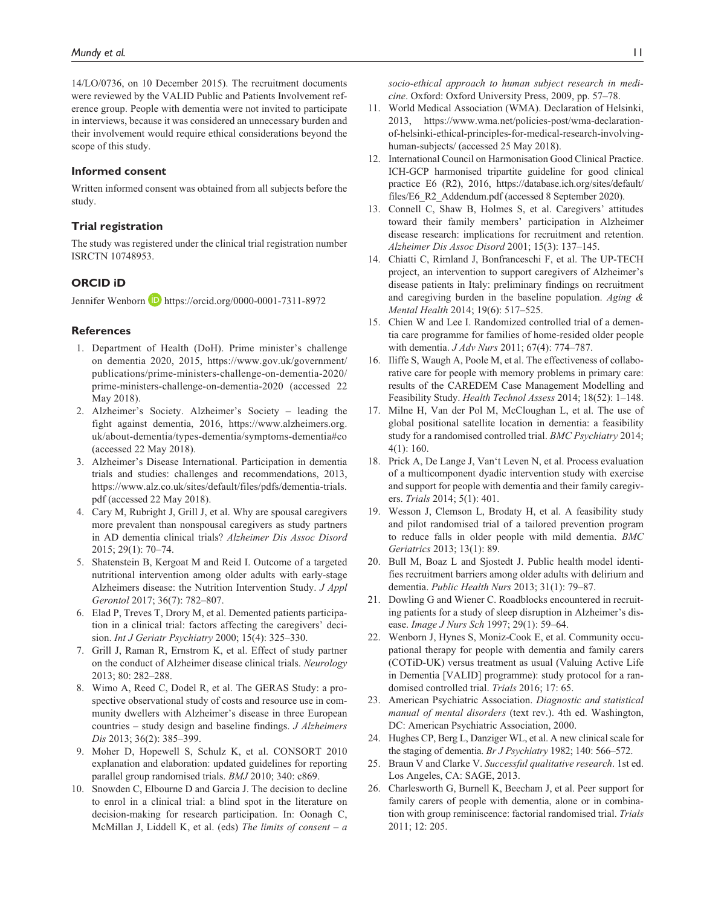14/LO/0736, on 10 December 2015). The recruitment documents were reviewed by the VALID Public and Patients Involvement reference group. People with dementia were not invited to participate in interviews, because it was considered an unnecessary burden and their involvement would require ethical considerations beyond the scope of this study.

### Informed consent

Written informed consent was obtained from all subjects before the study.

### Trial registration

The study was registered under the clinical trial registration number ISRCTN 10748953.

### ORCID iD

Jennifer Wenborn https://orcid.org/0000-0001-7311-8972

### References

1. Department of Health (DoH). Prime minister's challenge on dementia 2020, 2015, https://www.gov.uk/government/publications/prime-ministers-challenge-on-dementia-2020/prime-ministers-challenge-on-dementia-2020 (accessed 22 May 2018).
2. Alzheimer's Society. Alzheimer's Society – leading the fight against dementia, 2016, https://www.alzheimers.org.uk/about-dementia/types-dementia/symptoms-dementia#co (accessed 22 May 2018).
3. Alzheimer's Disease International. Participation in dementia trials and studies: challenges and recommendations, 2013, https://www.alz.co.uk/sites/default/files/pdfs/dementia-trials.pdf (accessed 22 May 2018).
4. Cary M, Rubright J, Grill J, et al. Why are spousal caregivers more prevalent than nonspousal caregivers as study partners in AD dementia clinical trials? *Alzheimer Dis Assoc Disord* 2015; 29(1): 70–74.
5. Shatenstein B, Kergoat M and Reid I. Outcome of a targeted nutritional intervention among older adults with early-stage Alzheimers disease: the Nutrition Intervention Study. *J Appl Gerontol* 2017; 36(7): 782–807.
6. Elad P, Treves T, Drory M, et al. Demented patients participation in a clinical trial: factors affecting the caregivers' decision. *Int J Geriatr Psychiatry* 2000; 15(4): 325–330.
7. Grill J, Raman R, Ernstrom K, et al. Effect of study partner on the conduct of Alzheimer disease clinical trials. *Neurology* 2013; 80: 282–288.
8. Wimo A, Reed C, Dodel R, et al. The GERAS Study: a prospective observational study of costs and resource use in community dwellers with Alzheimer's disease in three European countries – study design and baseline findings. *J Alzheimers Dis* 2013; 36(2): 385–399.
9. Moher D, Hopewell S, Schulz K, et al. CONSORT 2010 explanation and elaboration: updated guidelines for reporting parallel group randomised trials. *BMJ* 2010; 340: c869.
10. Snowden C, Elbourne D and Garcia J. The decision to decline to enrol in a clinical trial: a blind spot in the literature on decision-making for research participation. In: Oonagh C, McMillan J, Liddell K, et al. (eds) *The limits of consent – a socio-ethical approach to human subject research in medicine*. Oxford: Oxford University Press, 2009, pp. 57–78.
11. World Medical Association (WMA). Declaration of Helsinki, 2013, https://www.wma.net/policies-post/wma-declaration-of-helsinki-ethical-principles-for-medical-research-involving-human-subjects/ (accessed 25 May 2018).
12. International Council on Harmonisation Good Clinical Practice. ICH-GCP harmonised tripartite guideline for good clinical practice E6 (R2), 2016, https://database.ich.org/sites/default/files/E6_R2_Addendum.pdf (accessed 8 September 2020).
13. Connell C, Shaw B, Holmes S, et al. Caregivers' attitudes toward their family members' participation in Alzheimer disease research: implications for recruitment and retention. *Alzheimer Dis Assoc Disord* 2001; 15(3): 137–145.
14. Chiatti C, Rimland J, Bonfranceschi F, et al. The UP-TECH project, an intervention to support caregivers of Alzheimer's disease patients in Italy: preliminary findings on recruitment and caregiving burden in the baseline population. *Aging & Mental Health* 2014; 19(6): 517–525.
15. Chien W and Lee I. Randomized controlled trial of a dementia care programme for families of home-resided older people with dementia. *J Adv Nurs* 2011; 67(4): 774–787.
16. Iliffe S, Waugh A, Poole M, et al. The effectiveness of collaborative care for people with memory problems in primary care: results of the CAREDEM Case Management Modelling and Feasibility Study. *Health Technol Assess* 2014; 18(52): 1–148.
17. Milne H, Van der Pol M, McCloughan L, et al. The use of global positional satellite location in dementia: a feasibility study for a randomised controlled trial. *BMC Psychiatry* 2014; 4(1): 160.
18. Prick A, De Lange J, Van't Leven N, et al. Process evaluation of a multicomponent dyadic intervention study with exercise and support for people with dementia and their family caregivers. *Trials* 2014; 5(1): 401.
19. Wesson J, Clemson L, Brodaty H, et al. A feasibility study and pilot randomised trial of a tailored prevention program to reduce falls in older people with mild dementia. *BMC Geriatrics* 2013; 13(1): 89.
20. Bull M, Boaz L and Sjostedt J. Public health model identifies recruitment barriers among older adults with delirium and dementia. *Public Health Nurs* 2013; 31(1): 79–87.
21. Dowling G and Wiener C. Roadblocks encountered in recruiting patients for a study of sleep disruption in Alzheimer's disease. *Image J Nurs Sch* 1997; 29(1): 59–64.
22. Wenborn J, Hynes S, Moniz-Cook E, et al. Community occupational therapy for people with dementia and family carers (COTiD-UK) versus treatment as usual (Valuing Active Life in Dementia [VALID] programme): study protocol for a randomised controlled trial. *Trials* 2016; 17: 65.
23. American Psychiatric Association. *Diagnostic and statistical manual of mental disorders* (text rev.). 4th ed. Washington, DC: American Psychiatric Association, 2000.
24. Hughes CP, Berg L, Danziger WL, et al. A new clinical scale for the staging of dementia. *Br J Psychiatry* 1982; 140: 566–572.
25. Braun V and Clarke V. *Successful qualitative research*. 1st ed. Los Angeles, CA: SAGE, 2013.
26. Charlesworth G, Burnell K, Beecham J, et al. Peer support for family carers of people with dementia, alone or in combination with group reminiscence: factorial randomised trial. *Trials* 2011; 12: 205.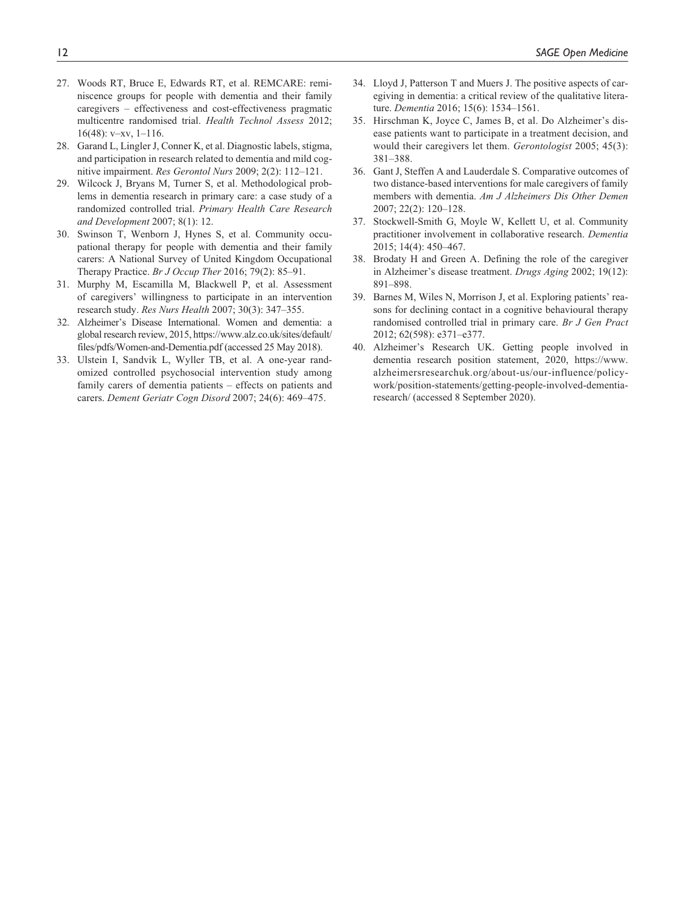27. Woods RT, Bruce E, Edwards RT, et al. REMCARE: reminiscence groups for people with dementia and their family caregivers – effectiveness and cost-effectiveness pragmatic multicentre randomised trial. *Health Technol Assess* 2012; 16(48): v–xv, 1–116.
28. Garand L, Lingler J, Conner K, et al. Diagnostic labels, stigma, and participation in research related to dementia and mild cognitive impairment. *Res Gerontol Nurs* 2009; 2(2): 112–121.
29. Wilcock J, Bryans M, Turner S, et al. Methodological problems in dementia research in primary care: a case study of a randomized controlled trial. *Primary Health Care Research and Development* 2007; 8(1): 12.
30. Swinson T, Wenborn J, Hynes S, et al. Community occupational therapy for people with dementia and their family carers: A National Survey of United Kingdom Occupational Therapy Practice. *Br J Occup Ther* 2016; 79(2): 85–91.
31. Murphy M, Escamilla M, Blackwell P, et al. Assessment of caregivers' willingness to participate in an intervention research study. *Res Nurs Health* 2007; 30(3): 347–355.
32. Alzheimer's Disease International. Women and dementia: a global research review, 2015, https://www.alz.co.uk/sites/default/files/pdfs/Women-and-Dementia.pdf (accessed 25 May 2018).
33. Ulstein I, Sandvik L, Wyller TB, et al. A one-year randomized controlled psychosocial intervention study among family carers of dementia patients – effects on patients and carers. *Dement Geriatr Cogn Disord* 2007; 24(6): 469–475.
34. Lloyd J, Patterson T and Muers J. The positive aspects of caregiving in dementia: a critical review of the qualitative literature. *Dementia* 2016; 15(6): 1534–1561.
35. Hirschman K, Joyce C, James B, et al. Do Alzheimer's disease patients want to participate in a treatment decision, and would their caregivers let them. *Gerontologist* 2005; 45(3): 381–388.
36. Gant J, Steffen A and Lauderdale S. Comparative outcomes of two distance-based interventions for male caregivers of family members with dementia. *Am J Alzheimers Dis Other Demen* 2007; 22(2): 120–128.
37. Stockwell-Smith G, Moyle W, Kellett U, et al. Community practitioner involvement in collaborative research. *Dementia* 2015; 14(4): 450–467.
38. Brodaty H and Green A. Defining the role of the caregiver in Alzheimer's disease treatment. *Drugs Aging* 2002; 19(12): 891–898.
39. Barnes M, Wiles N, Morrison J, et al. Exploring patients' reasons for declining contact in a cognitive behavioural therapy randomised controlled trial in primary care. *Br J Gen Pract* 2012; 62(598): e371–e377.
40. Alzheimer's Research UK. Getting people involved in dementia research position statement, 2020, https://www.alzheimersresearchuk.org/about-us/our-influence/policy-work/position-statements/getting-people-involved-dementia-research/ (accessed 8 September 2020).